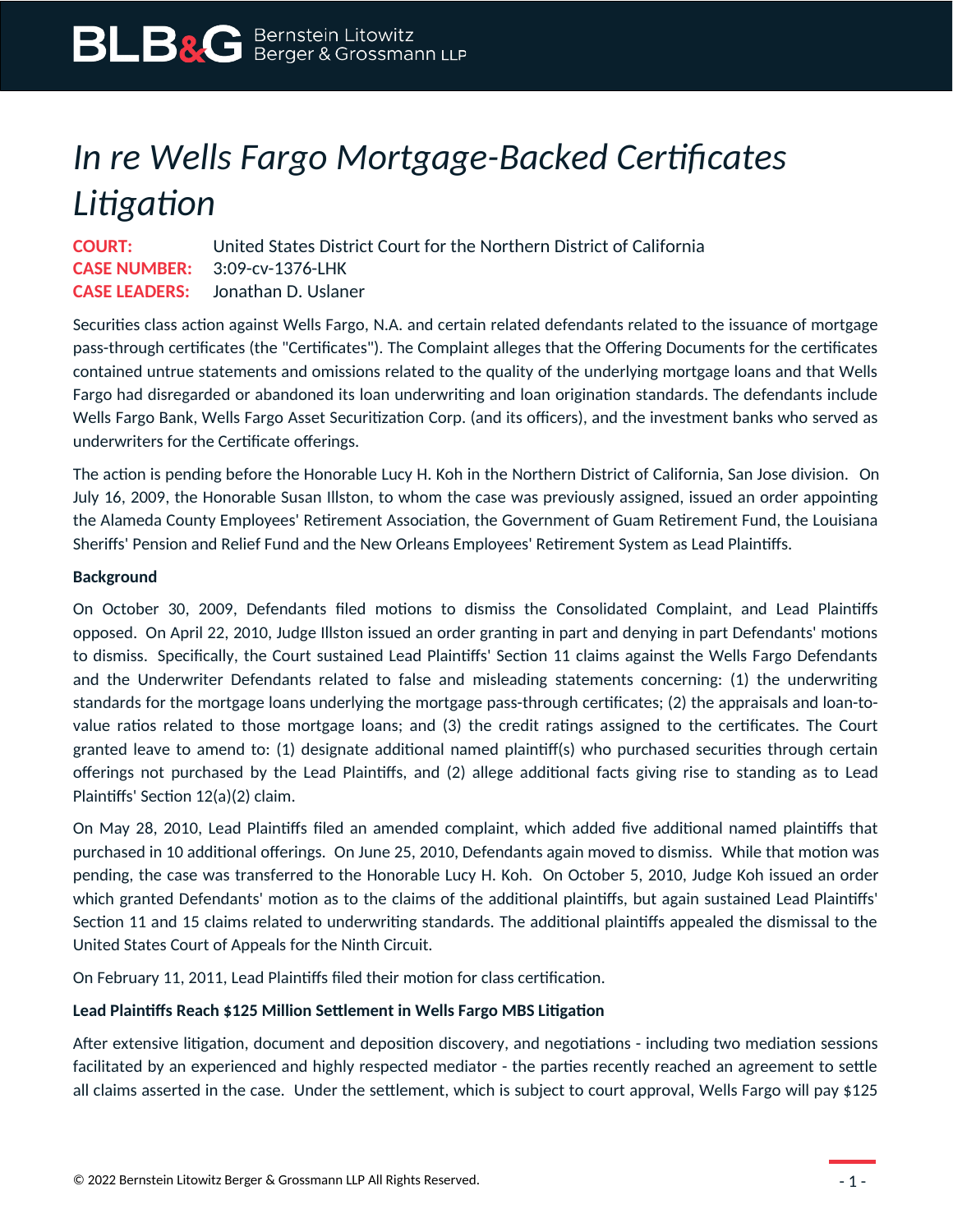# *In re Wells Fargo Mortgage-Backed Certificates Litigation*

**COURT:** United States District Court for the Northern District of California
**CASE NUMBER:** 3:09-cv-1376-LHK
**CASE LEADERS:** Jonathan D. Uslaner

Securities class action against Wells Fargo, N.A. and certain related defendants related to the issuance of mortgage pass-through certificates (the "Certificates"). The Complaint alleges that the Offering Documents for the certificates contained untrue statements and omissions related to the quality of the underlying mortgage loans and that Wells Fargo had disregarded or abandoned its loan underwriting and loan origination standards. The defendants include Wells Fargo Bank, Wells Fargo Asset Securitization Corp. (and its officers), and the investment banks who served as underwriters for the Certificate offerings.

The action is pending before the Honorable Lucy H. Koh in the Northern District of California, San Jose division. On July 16, 2009, the Honorable Susan Illston, to whom the case was previously assigned, issued an order appointing the Alameda County Employees' Retirement Association, the Government of Guam Retirement Fund, the Louisiana Sheriffs' Pension and Relief Fund and the New Orleans Employees' Retirement System as Lead Plaintiffs.

**Background**

On October 30, 2009, Defendants filed motions to dismiss the Consolidated Complaint, and Lead Plaintiffs opposed. On April 22, 2010, Judge Illston issued an order granting in part and denying in part Defendants' motions to dismiss. Specifically, the Court sustained Lead Plaintiffs' Section 11 claims against the Wells Fargo Defendants and the Underwriter Defendants related to false and misleading statements concerning: (1) the underwriting standards for the mortgage loans underlying the mortgage pass-through certificates; (2) the appraisals and loan-to-value ratios related to those mortgage loans; and (3) the credit ratings assigned to the certificates. The Court granted leave to amend to: (1) designate additional named plaintiff(s) who purchased securities through certain offerings not purchased by the Lead Plaintiffs, and (2) allege additional facts giving rise to standing as to Lead Plaintiffs' Section 12(a)(2) claim.

On May 28, 2010, Lead Plaintiffs filed an amended complaint, which added five additional named plaintiffs that purchased in 10 additional offerings. On June 25, 2010, Defendants again moved to dismiss. While that motion was pending, the case was transferred to the Honorable Lucy H. Koh. On October 5, 2010, Judge Koh issued an order which granted Defendants' motion as to the claims of the additional plaintiffs, but again sustained Lead Plaintiffs' Section 11 and 15 claims related to underwriting standards. The additional plaintiffs appealed the dismissal to the United States Court of Appeals for the Ninth Circuit.

On February 11, 2011, Lead Plaintiffs filed their motion for class certification.

**Lead Plaintiffs Reach $125 Million Settlement in Wells Fargo MBS Litigation**

After extensive litigation, document and deposition discovery, and negotiations - including two mediation sessions facilitated by an experienced and highly respected mediator - the parties recently reached an agreement to settle all claims asserted in the case. Under the settlement, which is subject to court approval, Wells Fargo will pay $125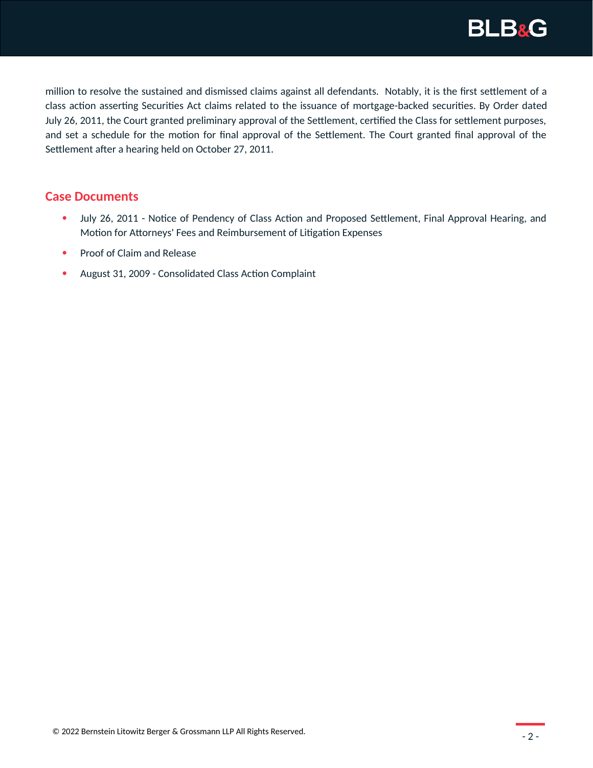million to resolve the sustained and dismissed claims against all defendants. Notably, it is the first settlement of a class action asserting Securities Act claims related to the issuance of mortgage-backed securities. By Order dated July 26, 2011, the Court granted preliminary approval of the Settlement, certified the Class for settlement purposes, and set a schedule for the motion for final approval of the Settlement. The Court granted final approval of the Settlement after a hearing held on October 27, 2011.

## Case Documents

- July 26, 2011 - Notice of Pendency of Class Action and Proposed Settlement, Final Approval Hearing, and Motion for Attorneys' Fees and Reimbursement of Litigation Expenses
- Proof of Claim and Release
- August 31, 2009 - Consolidated Class Action Complaint